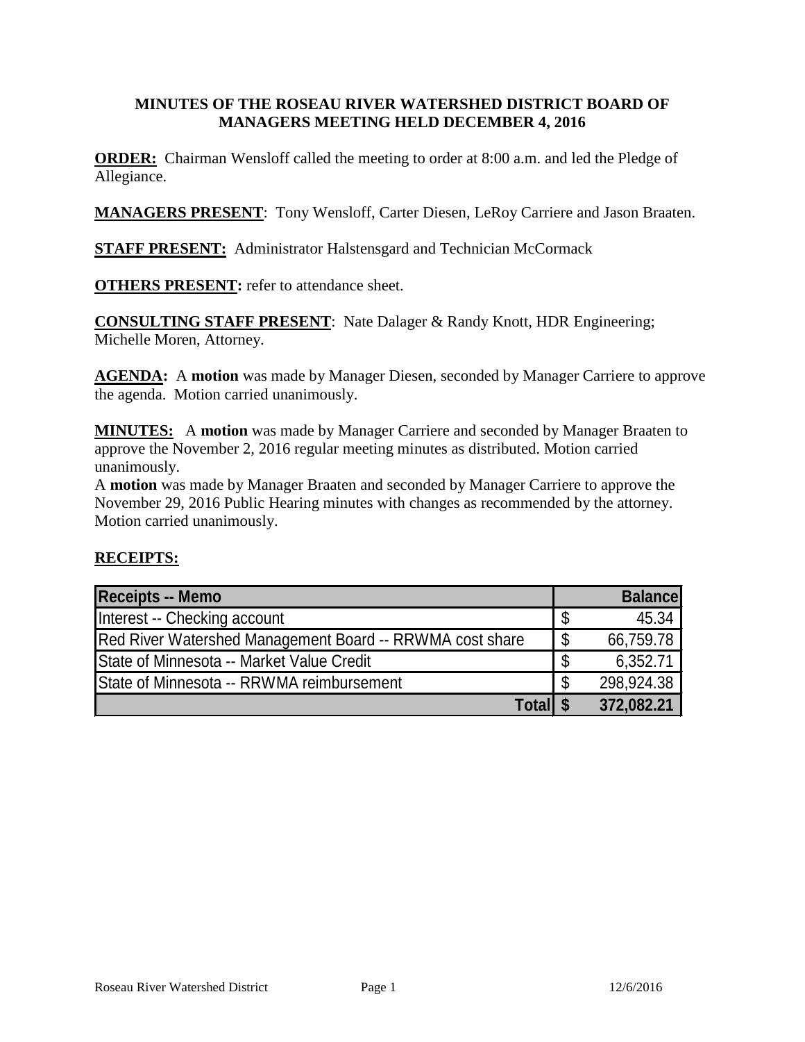# MINUTES OF THE ROSEAU RIVER WATERSHED DISTRICT BOARD OF MANAGERS MEETING HELD DECEMBER 4, 2016

**ORDER:** Chairman Wensloff called the meeting to order at 8:00 a.m. and led the Pledge of Allegiance.

**MANAGERS PRESENT**: Tony Wensloff, Carter Diesen, LeRoy Carriere and Jason Braaten.

**STAFF PRESENT:** Administrator Halstensgard and Technician McCormack

**OTHERS PRESENT:** refer to attendance sheet.

**CONSULTING STAFF PRESENT**: Nate Dalager & Randy Knott, HDR Engineering; Michelle Moren, Attorney.

**AGENDA:** A **motion** was made by Manager Diesen, seconded by Manager Carriere to approve the agenda. Motion carried unanimously.

**MINUTES:** A **motion** was made by Manager Carriere and seconded by Manager Braaten to approve the November 2, 2016 regular meeting minutes as distributed. Motion carried unanimously.

A **motion** was made by Manager Braaten and seconded by Manager Carriere to approve the November 29, 2016 Public Hearing minutes with changes as recommended by the attorney. Motion carried unanimously.

**RECEIPTS:**

| Receipts -- Memo | Balance |
|---|---|
| Interest -- Checking account | $ 45.34 |
| Red River Watershed Management Board -- RRWMA cost share | $ 66,759.78 |
| State of Minnesota -- Market Value Credit | $ 6,352.71 |
| State of Minnesota -- RRWMA reimbursement | $ 298,924.38 |
| **Total** | **$ 372,082.21** |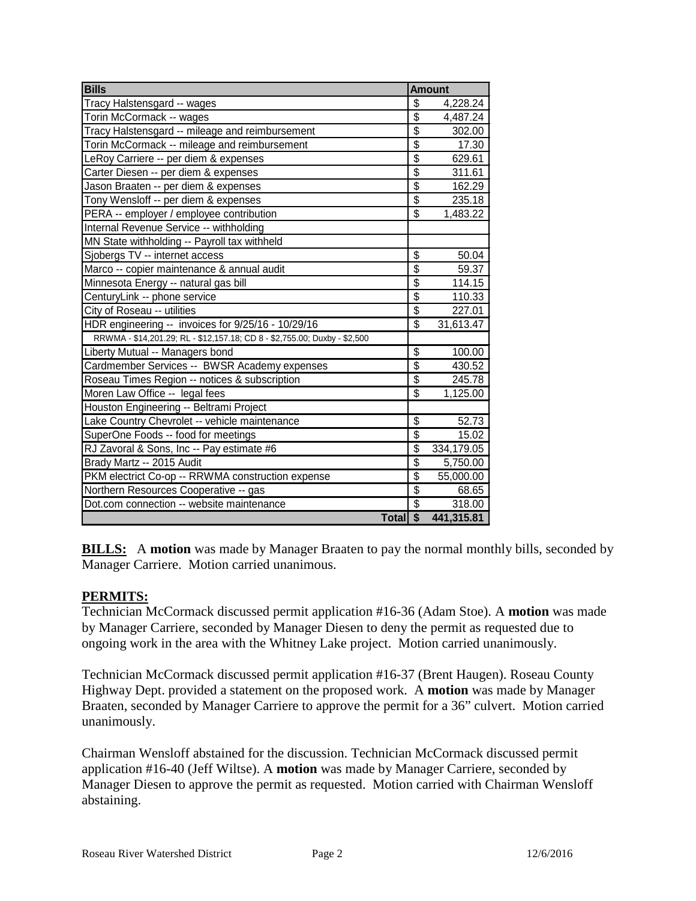| Bills | Amount |
|---|---|
| Tracy Halstensgard -- wages | $ 4,228.24 |
| Torin McCormack -- wages | $ 4,487.24 |
| Tracy Halstensgard -- mileage and reimbursement | $ 302.00 |
| Torin McCormack -- mileage and reimbursement | $ 17.30 |
| LeRoy Carriere -- per diem & expenses | $ 629.61 |
| Carter Diesen -- per diem & expenses | $ 311.61 |
| Jason Braaten -- per diem & expenses | $ 162.29 |
| Tony Wensloff -- per diem & expenses | $ 235.18 |
| PERA -- employer / employee contribution | $ 1,483.22 |
| Internal Revenue Service -- withholding | |
| MN State withholding -- Payroll tax withheld | |
| Sjobergs TV -- internet access | $ 50.04 |
| Marco -- copier maintenance & annual audit | $ 59.37 |
| Minnesota Energy -- natural gas bill | $ 114.15 |
| CenturyLink -- phone service | $ 110.33 |
| City of Roseau -- utilities | $ 227.01 |
| HDR engineering -- invoices for 9/25/16 - 10/29/16 | $ 31,613.47 |
| RRWMA - $14,201.29; RL - $12,157.18; CD 8 - $2,755.00; Duxby - $2,500 | |
| Liberty Mutual -- Managers bond | $ 100.00 |
| Cardmember Services -- BWSR Academy expenses | $ 430.52 |
| Roseau Times Region -- notices & subscription | $ 245.78 |
| Moren Law Office -- legal fees | $ 1,125.00 |
| Houston Engineering -- Beltrami Project | |
| Lake Country Chevrolet -- vehicle maintenance | $ 52.73 |
| SuperOne Foods -- food for meetings | $ 15.02 |
| RJ Zavoral & Sons, Inc -- Pay estimate #6 | $ 334,179.05 |
| Brady Martz -- 2015 Audit | $ 5,750.00 |
| PKM electrict Co-op -- RRWMA construction expense | $ 55,000.00 |
| Northern Resources Cooperative -- gas | $ 68.65 |
| Dot.com connection -- website maintenance | $ 318.00 |
| **Total** | **$ 441,315.81** |

**BILLS:** A **motion** was made by Manager Braaten to pay the normal monthly bills, seconded by Manager Carriere. Motion carried unanimous.

**PERMITS:**

Technician McCormack discussed permit application #16-36 (Adam Stoe). A **motion** was made by Manager Carriere, seconded by Manager Diesen to deny the permit as requested due to ongoing work in the area with the Whitney Lake project. Motion carried unanimously.

Technician McCormack discussed permit application #16-37 (Brent Haugen). Roseau County Highway Dept. provided a statement on the proposed work. A **motion** was made by Manager Braaten, seconded by Manager Carriere to approve the permit for a 36" culvert. Motion carried unanimously.

Chairman Wensloff abstained for the discussion. Technician McCormack discussed permit application #16-40 (Jeff Wiltse). A **motion** was made by Manager Carriere, seconded by Manager Diesen to approve the permit as requested. Motion carried with Chairman Wensloff abstaining.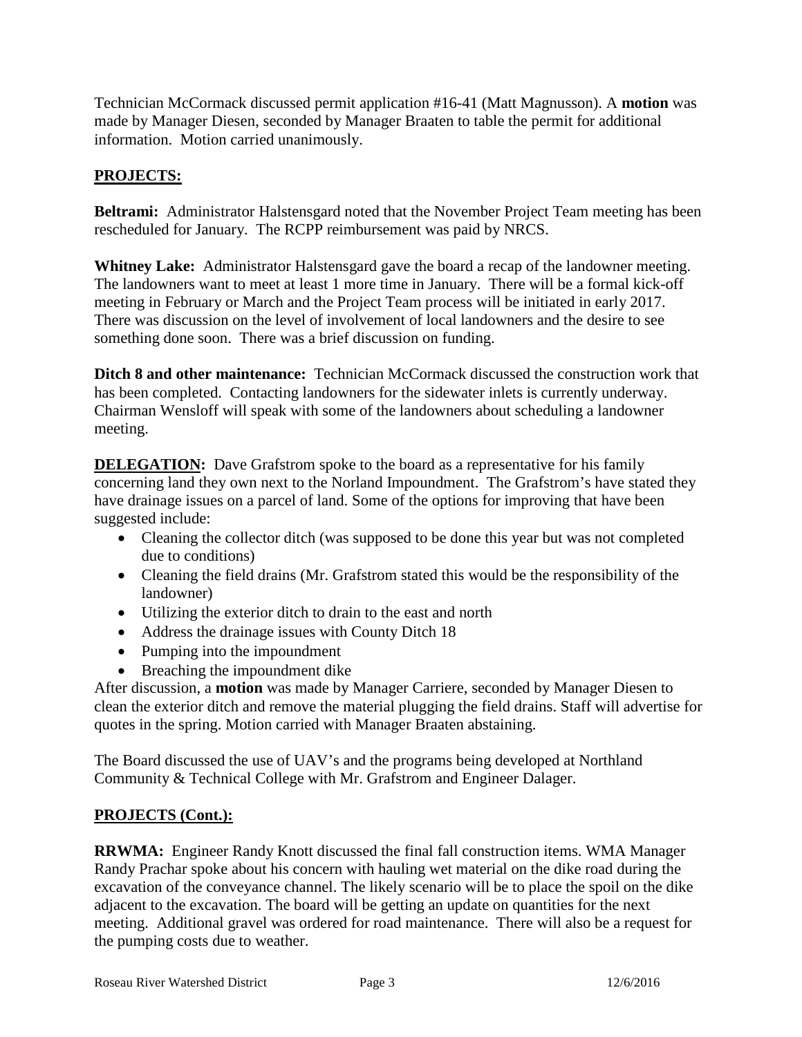Technician McCormack discussed permit application #16-41 (Matt Magnusson). A **motion** was made by Manager Diesen, seconded by Manager Braaten to table the permit for additional information. Motion carried unanimously.

## PROJECTS:

**Beltrami:** Administrator Halstensgard noted that the November Project Team meeting has been rescheduled for January. The RCPP reimbursement was paid by NRCS.

**Whitney Lake:** Administrator Halstensgard gave the board a recap of the landowner meeting. The landowners want to meet at least 1 more time in January. There will be a formal kick-off meeting in February or March and the Project Team process will be initiated in early 2017. There was discussion on the level of involvement of local landowners and the desire to see something done soon. There was a brief discussion on funding.

**Ditch 8 and other maintenance:** Technician McCormack discussed the construction work that has been completed. Contacting landowners for the sidewater inlets is currently underway. Chairman Wensloff will speak with some of the landowners about scheduling a landowner meeting.

**DELEGATION:** Dave Grafstrom spoke to the board as a representative for his family concerning land they own next to the Norland Impoundment. The Grafstrom's have stated they have drainage issues on a parcel of land. Some of the options for improving that have been suggested include:

- Cleaning the collector ditch (was supposed to be done this year but was not completed due to conditions)
- Cleaning the field drains (Mr. Grafstrom stated this would be the responsibility of the landowner)
- Utilizing the exterior ditch to drain to the east and north
- Address the drainage issues with County Ditch 18
- Pumping into the impoundment
- Breaching the impoundment dike

After discussion, a **motion** was made by Manager Carriere, seconded by Manager Diesen to clean the exterior ditch and remove the material plugging the field drains. Staff will advertise for quotes in the spring. Motion carried with Manager Braaten abstaining.

The Board discussed the use of UAV's and the programs being developed at Northland Community & Technical College with Mr. Grafstrom and Engineer Dalager.

## PROJECTS (Cont.):

**RRWMA:** Engineer Randy Knott discussed the final fall construction items. WMA Manager Randy Prachar spoke about his concern with hauling wet material on the dike road during the excavation of the conveyance channel. The likely scenario will be to place the spoil on the dike adjacent to the excavation. The board will be getting an update on quantities for the next meeting. Additional gravel was ordered for road maintenance. There will also be a request for the pumping costs due to weather.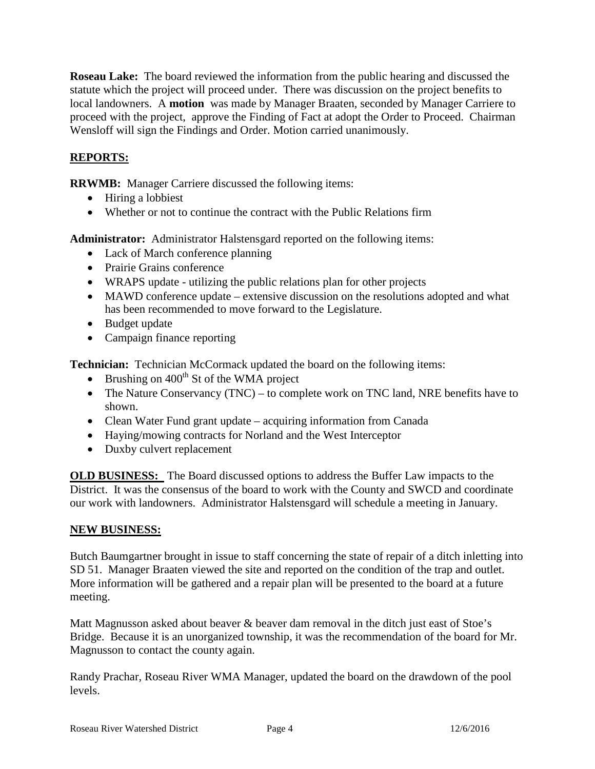**Roseau Lake:** The board reviewed the information from the public hearing and discussed the statute which the project will proceed under. There was discussion on the project benefits to local landowners. A **motion** was made by Manager Braaten, seconded by Manager Carriere to proceed with the project, approve the Finding of Fact at adopt the Order to Proceed. Chairman Wensloff will sign the Findings and Order. Motion carried unanimously.

## REPORTS:

**RRWMB:** Manager Carriere discussed the following items:

- Hiring a lobbiest
- Whether or not to continue the contract with the Public Relations firm

**Administrator:** Administrator Halstensgard reported on the following items:

- Lack of March conference planning
- Prairie Grains conference
- WRAPS update - utilizing the public relations plan for other projects
- MAWD conference update – extensive discussion on the resolutions adopted and what has been recommended to move forward to the Legislature.
- Budget update
- Campaign finance reporting

**Technician:** Technician McCormack updated the board on the following items:

- Brushing on 400th St of the WMA project
- The Nature Conservancy (TNC) – to complete work on TNC land, NRE benefits have to shown.
- Clean Water Fund grant update – acquiring information from Canada
- Haying/mowing contracts for Norland and the West Interceptor
- Duxby culvert replacement

**OLD BUSINESS:** The Board discussed options to address the Buffer Law impacts to the District. It was the consensus of the board to work with the County and SWCD and coordinate our work with landowners. Administrator Halstensgard will schedule a meeting in January.

## NEW BUSINESS:

Butch Baumgartner brought in issue to staff concerning the state of repair of a ditch inletting into SD 51. Manager Braaten viewed the site and reported on the condition of the trap and outlet. More information will be gathered and a repair plan will be presented to the board at a future meeting.

Matt Magnusson asked about beaver & beaver dam removal in the ditch just east of Stoe's Bridge. Because it is an unorganized township, it was the recommendation of the board for Mr. Magnusson to contact the county again.

Randy Prachar, Roseau River WMA Manager, updated the board on the drawdown of the pool levels.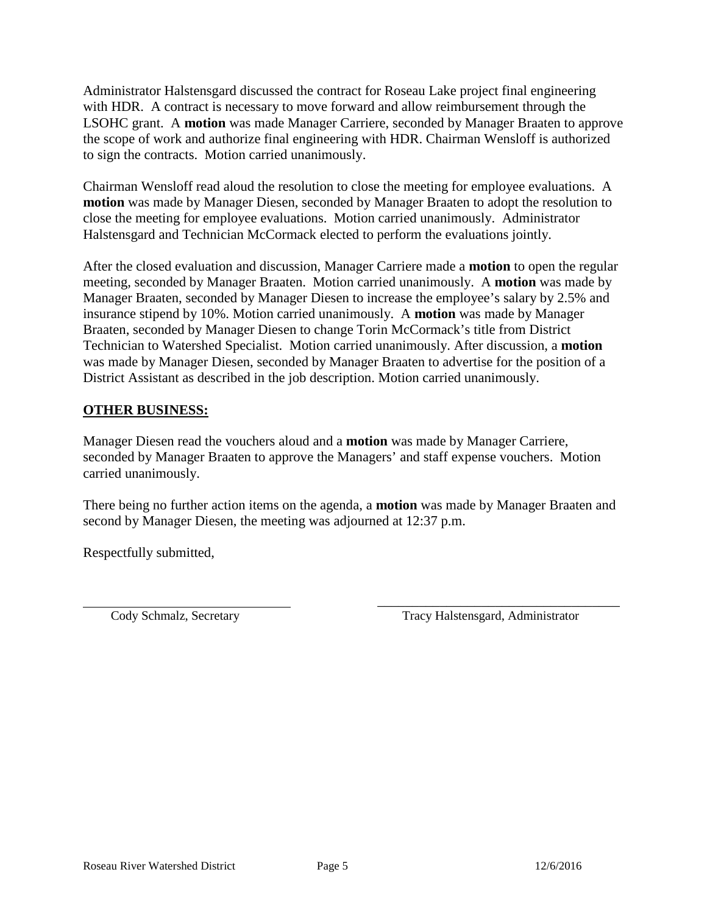Administrator Halstensgard discussed the contract for Roseau Lake project final engineering with HDR. A contract is necessary to move forward and allow reimbursement through the LSOHC grant. A **motion** was made Manager Carriere, seconded by Manager Braaten to approve the scope of work and authorize final engineering with HDR. Chairman Wensloff is authorized to sign the contracts. Motion carried unanimously.

Chairman Wensloff read aloud the resolution to close the meeting for employee evaluations. A **motion** was made by Manager Diesen, seconded by Manager Braaten to adopt the resolution to close the meeting for employee evaluations. Motion carried unanimously. Administrator Halstensgard and Technician McCormack elected to perform the evaluations jointly.

After the closed evaluation and discussion, Manager Carriere made a **motion** to open the regular meeting, seconded by Manager Braaten. Motion carried unanimously. A **motion** was made by Manager Braaten, seconded by Manager Diesen to increase the employee's salary by 2.5% and insurance stipend by 10%. Motion carried unanimously. A **motion** was made by Manager Braaten, seconded by Manager Diesen to change Torin McCormack's title from District Technician to Watershed Specialist. Motion carried unanimously. After discussion, a **motion** was made by Manager Diesen, seconded by Manager Braaten to advertise for the position of a District Assistant as described in the job description. Motion carried unanimously.

**OTHER BUSINESS:**

Manager Diesen read the vouchers aloud and a **motion** was made by Manager Carriere, seconded by Manager Braaten to approve the Managers' and staff expense vouchers. Motion carried unanimously.

There being no further action items on the agenda, a **motion** was made by Manager Braaten and second by Manager Diesen, the meeting was adjourned at 12:37 p.m.

Respectfully submitted,

\_\_\_\_\_\_\_\_\_\_\_\_\_\_\_\_\_\_\_\_\_\_\_\_\_\_\_\_\_\_\_\_
Cody Schmalz, Secretary

\_\_\_\_\_\_\_\_\_\_\_\_\_\_\_\_\_\_\_\_\_\_\_\_\_\_\_\_\_\_\_\_
Tracy Halstensgard, Administrator